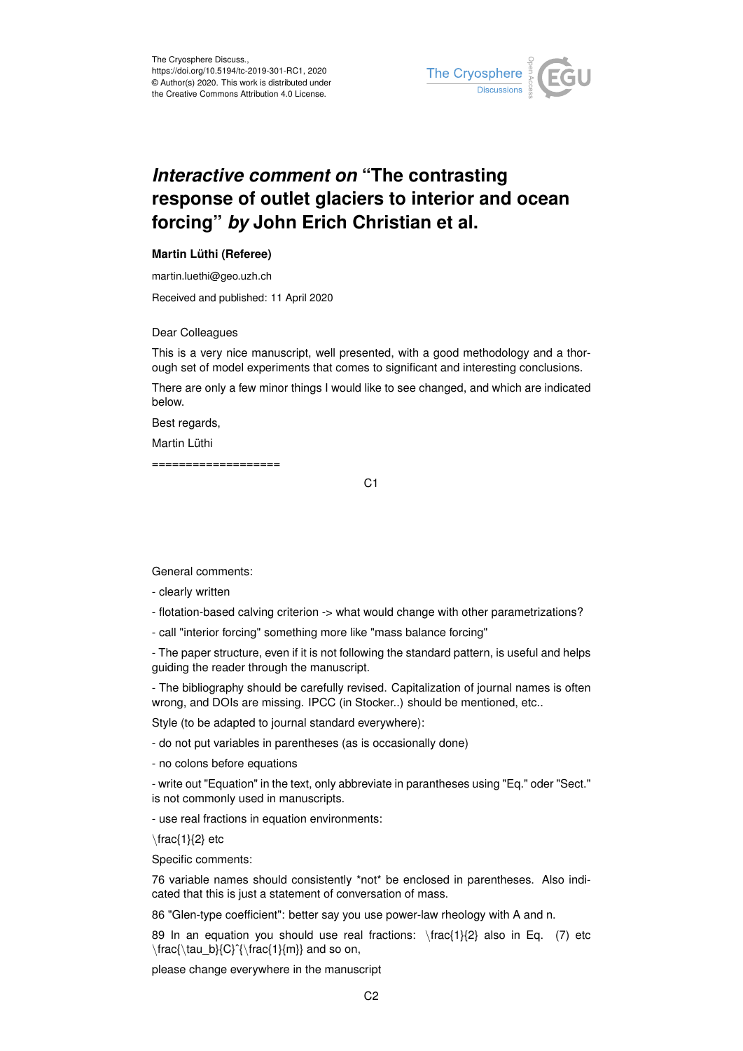# *Interactive comment on* "The contrasting response of outlet glaciers to interior and ocean forcing" *by* John Erich Christian et al.

**Martin Lüthi (Referee)**

martin.luethi@geo.uzh.ch

Received and published: 11 April 2020

Dear Colleagues

This is a very nice manuscript, well presented, with a good methodology and a thorough set of model experiments that comes to significant and interesting conclusions.

There are only a few minor things I would like to see changed, and which are indicated below.

Best regards,

Martin Lüthi

===================

General comments:

- clearly written
- flotation-based calving criterion -> what would change with other parametrizations?
- call "interior forcing" something more like "mass balance forcing"
- The paper structure, even if it is not following the standard pattern, is useful and helps guiding the reader through the manuscript.
- The bibliography should be carefully revised. Capitalization of journal names is often wrong, and DOIs are missing. IPCC (in Stocker..) should be mentioned, etc..

Style (to be adapted to journal standard everywhere):

- do not put variables in parentheses (as is occasionally done)
- no colons before equations
- write out "Equation" in the text, only abbreviate in parantheses using "Eq." oder "Sect." is not commonly used in manuscripts.
- use real fractions in equation environments:

\frac{1}{2} etc

Specific comments:

76 variable names should consistently *not* be enclosed in parentheses. Also indicated that this is just a statement of conversation of mass.

86 "Glen-type coefficient": better say you use power-law rheology with A and n.

89 In an equation you should use real fractions: \frac{1}{2} also in Eq. (7) etc \frac{\tau_b}{C}^{\frac{1}{m}} and so on,

please change everywhere in the manuscript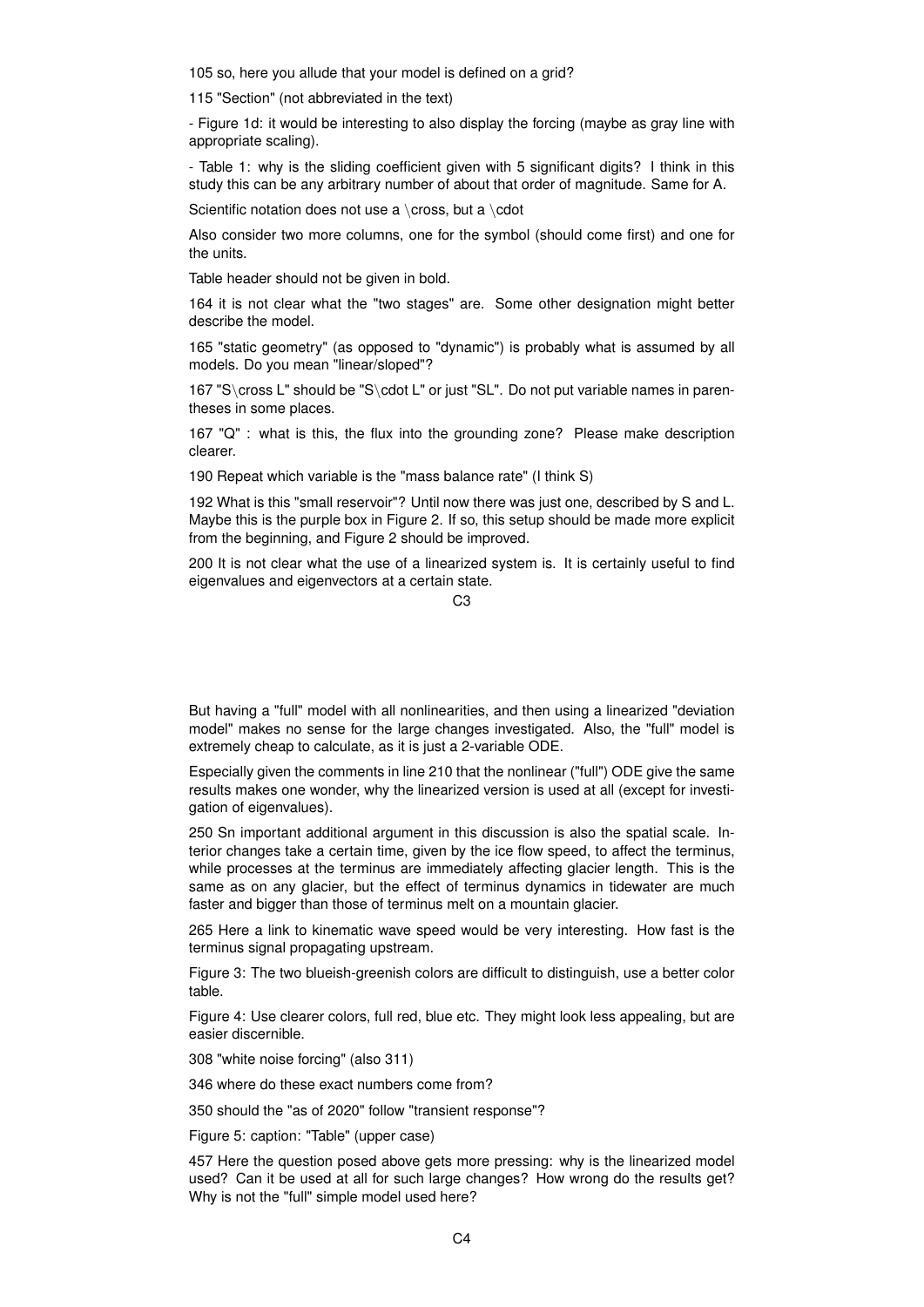105 so, here you allude that your model is defined on a grid?

115 "Section" (not abbreviated in the text)

- Figure 1d: it would be interesting to also display the forcing (maybe as gray line with appropriate scaling).

- Table 1: why is the sliding coefficient given with 5 significant digits? I think in this study this can be any arbitrary number of about that order of magnitude. Same for A.

Scientific notation does not use a \cross, but a \cdot

Also consider two more columns, one for the symbol (should come first) and one for the units.

Table header should not be given in bold.

164 it is not clear what the "two stages" are. Some other designation might better describe the model.

165 "static geometry" (as opposed to "dynamic") is probably what is assumed by all models. Do you mean "linear/sloped"?

167 "S\cross L" should be "S\cdot L" or just "SL". Do not put variable names in parentheses in some places.

167 "Q" : what is this, the flux into the grounding zone? Please make description clearer.

190 Repeat which variable is the "mass balance rate" (I think S)

192 What is this "small reservoir"? Until now there was just one, described by S and L. Maybe this is the purple box in Figure 2. If so, this setup should be made more explicit from the beginning, and Figure 2 should be improved.

200 It is not clear what the use of a linearized system is. It is certainly useful to find eigenvalues and eigenvectors at a certain state.

But having a "full" model with all nonlinearities, and then using a linearized "deviation model" makes no sense for the large changes investigated. Also, the "full" model is extremely cheap to calculate, as it is just a 2-variable ODE.

Especially given the comments in line 210 that the nonlinear ("full") ODE give the same results makes one wonder, why the linearized version is used at all (except for investigation of eigenvalues).

250 Sn important additional argument in this discussion is also the spatial scale. Interior changes take a certain time, given by the ice flow speed, to affect the terminus, while processes at the terminus are immediately affecting glacier length. This is the same as on any glacier, but the effect of terminus dynamics in tidewater are much faster and bigger than those of terminus melt on a mountain glacier.

265 Here a link to kinematic wave speed would be very interesting. How fast is the terminus signal propagating upstream.

Figure 3: The two blueish-greenish colors are difficult to distinguish, use a better color table.

Figure 4: Use clearer colors, full red, blue etc. They might look less appealing, but are easier discernible.

308 "white noise forcing" (also 311)

346 where do these exact numbers come from?

350 should the "as of 2020" follow "transient response"?

Figure 5: caption: "Table" (upper case)

457 Here the question posed above gets more pressing: why is the linearized model used? Can it be used at all for such large changes? How wrong do the results get? Why is not the "full" simple model used here?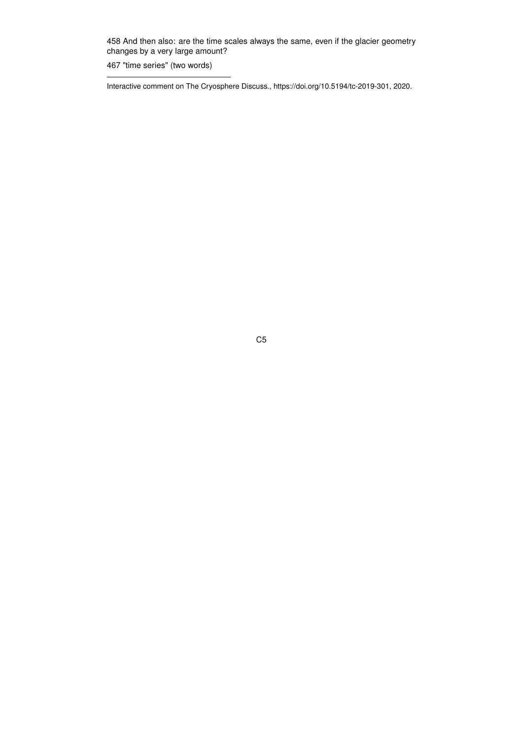458 And then also: are the time scales always the same, even if the glacier geometry changes by a very large amount?

467 "time series" (two words)

---

Interactive comment on The Cryosphere Discuss., https://doi.org/10.5194/tc-2019-301, 2020.